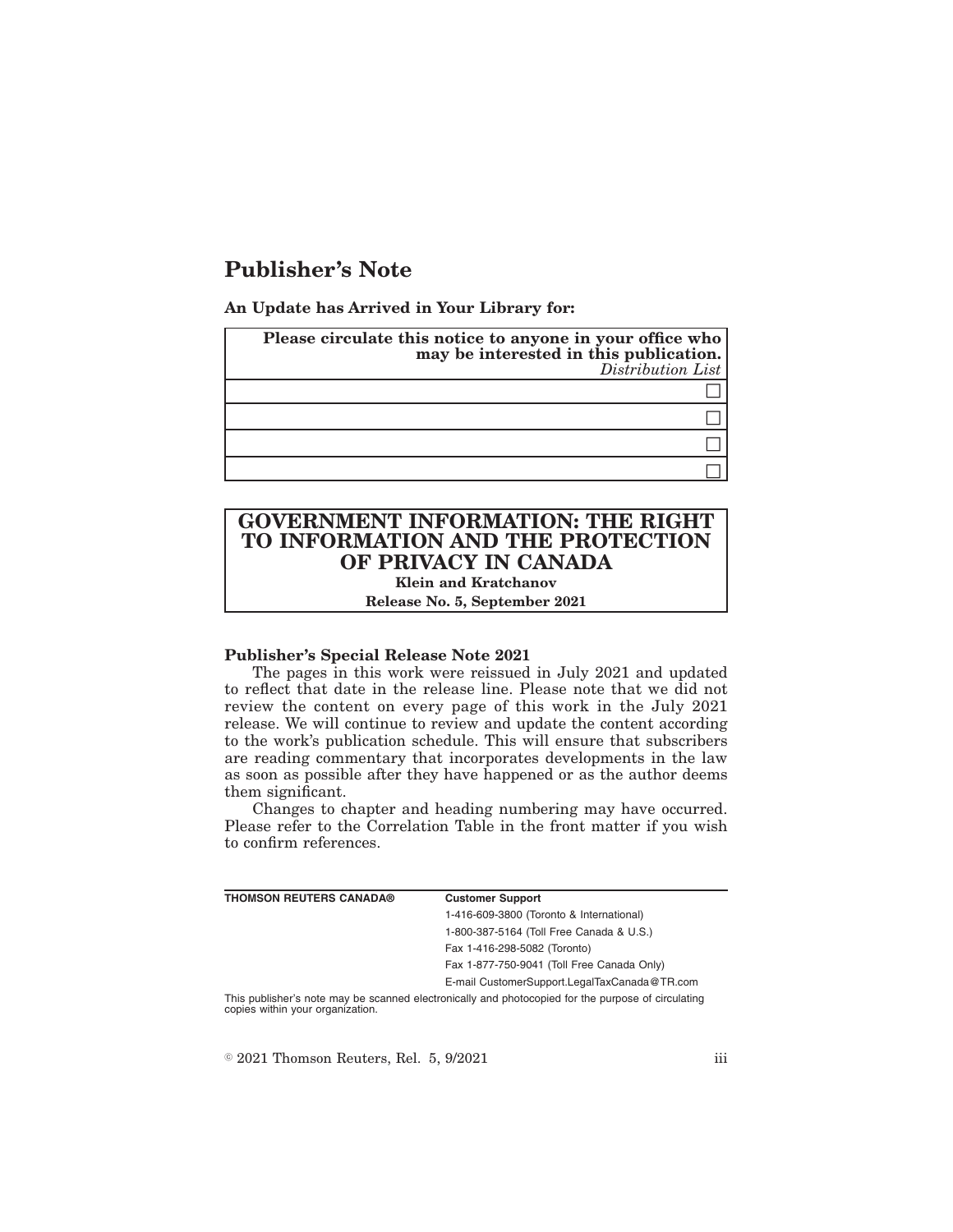# Publisher's Note

**An Update has Arrived in Your Library for:**

| **Please circulate this notice to anyone in your office who may be interested in this publication.** *Distribution List* |
|---|
| ☐ |
| ☐ |
| ☐ |
| ☐ |

## GOVERNMENT INFORMATION: THE RIGHT TO INFORMATION AND THE PROTECTION OF PRIVACY IN CANADA

**Klein and Kratchanov**

**Release No. 5, September 2021**

### Publisher's Special Release Note 2021

The pages in this work were reissued in July 2021 and updated to reflect that date in the release line. Please note that we did not review the content on every page of this work in the July 2021 release. We will continue to review and update the content according to the work's publication schedule. This will ensure that subscribers are reading commentary that incorporates developments in the law as soon as possible after they have happened or as the author deems them significant.

Changes to chapter and heading numbering may have occurred. Please refer to the Correlation Table in the front matter if you wish to confirm references.

**THOMSON REUTERS CANADA®**

**Customer Support**

1-416-609-3800 (Toronto & International)

1-800-387-5164 (Toll Free Canada & U.S.)

Fax 1-416-298-5082 (Toronto)

Fax 1-877-750-9041 (Toll Free Canada Only)

E-mail CustomerSupport.LegalTaxCanada@TR.com

This publisher's note may be scanned electronically and photocopied for the purpose of circulating copies within your organization.

© 2021 Thomson Reuters, Rel. 5, 9/2021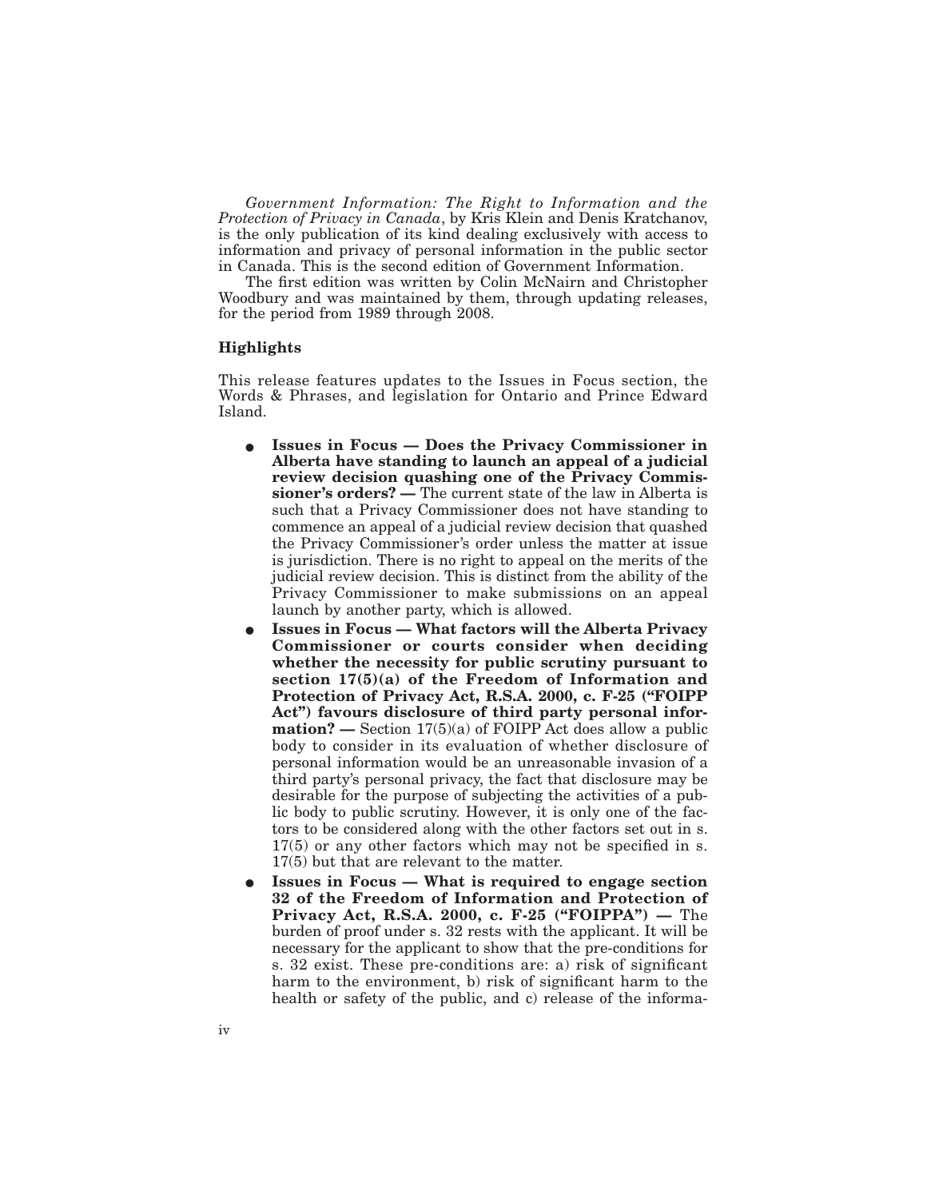*Government Information: The Right to Information and the Protection of Privacy in Canada*, by Kris Klein and Denis Kratchanov, is the only publication of its kind dealing exclusively with access to information and privacy of personal information in the public sector in Canada. This is the second edition of Government Information.

The first edition was written by Colin McNairn and Christopher Woodbury and was maintained by them, through updating releases, for the period from 1989 through 2008.

### Highlights

This release features updates to the Issues in Focus section, the Words & Phrases, and legislation for Ontario and Prince Edward Island.

- **Issues in Focus — Does the Privacy Commissioner in Alberta have standing to launch an appeal of a judicial review decision quashing one of the Privacy Commissioner's orders? —** The current state of the law in Alberta is such that a Privacy Commissioner does not have standing to commence an appeal of a judicial review decision that quashed the Privacy Commissioner's order unless the matter at issue is jurisdiction. There is no right to appeal on the merits of the judicial review decision. This is distinct from the ability of the Privacy Commissioner to make submissions on an appeal launch by another party, which is allowed.
- **Issues in Focus — What factors will the Alberta Privacy Commissioner or courts consider when deciding whether the necessity for public scrutiny pursuant to section 17(5)(a) of the Freedom of Information and Protection of Privacy Act, R.S.A. 2000, c. F-25 ("FOIPP Act") favours disclosure of third party personal information? —** Section 17(5)(a) of FOIPP Act does allow a public body to consider in its evaluation of whether disclosure of personal information would be an unreasonable invasion of a third party's personal privacy, the fact that disclosure may be desirable for the purpose of subjecting the activities of a public body to public scrutiny. However, it is only one of the factors to be considered along with the other factors set out in s. 17(5) or any other factors which may not be specified in s. 17(5) but that are relevant to the matter.
- **Issues in Focus — What is required to engage section 32 of the Freedom of Information and Protection of Privacy Act, R.S.A. 2000, c. F-25 ("FOIPPA") —** The burden of proof under s. 32 rests with the applicant. It will be necessary for the applicant to show that the pre-conditions for s. 32 exist. These pre-conditions are: a) risk of significant harm to the environment, b) risk of significant harm to the health or safety of the public, and c) release of the informa-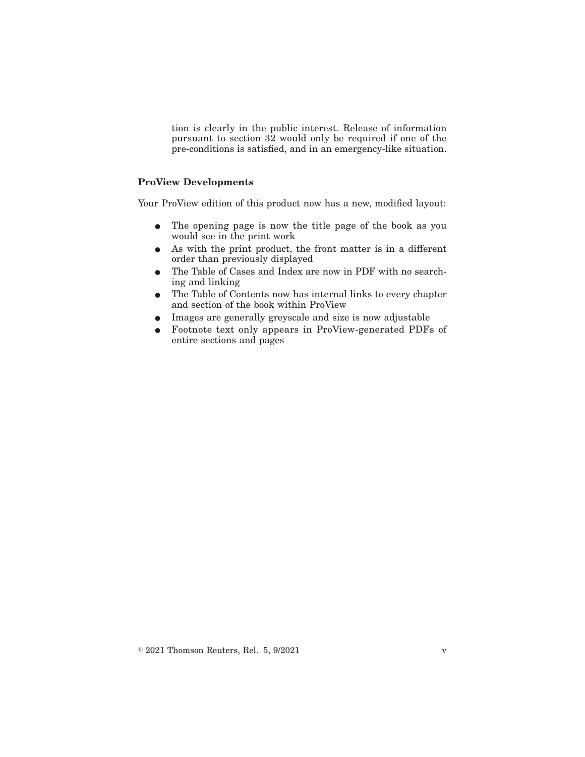tion is clearly in the public interest. Release of information pursuant to section 32 would only be required if one of the pre-conditions is satisfied, and in an emergency-like situation.

**ProView Developments**

Your ProView edition of this product now has a new, modified layout:

- The opening page is now the title page of the book as you would see in the print work
- As with the print product, the front matter is in a different order than previously displayed
- The Table of Cases and Index are now in PDF with no searching and linking
- The Table of Contents now has internal links to every chapter and section of the book within ProView
- Images are generally greyscale and size is now adjustable
- Footnote text only appears in ProView-generated PDFs of entire sections and pages